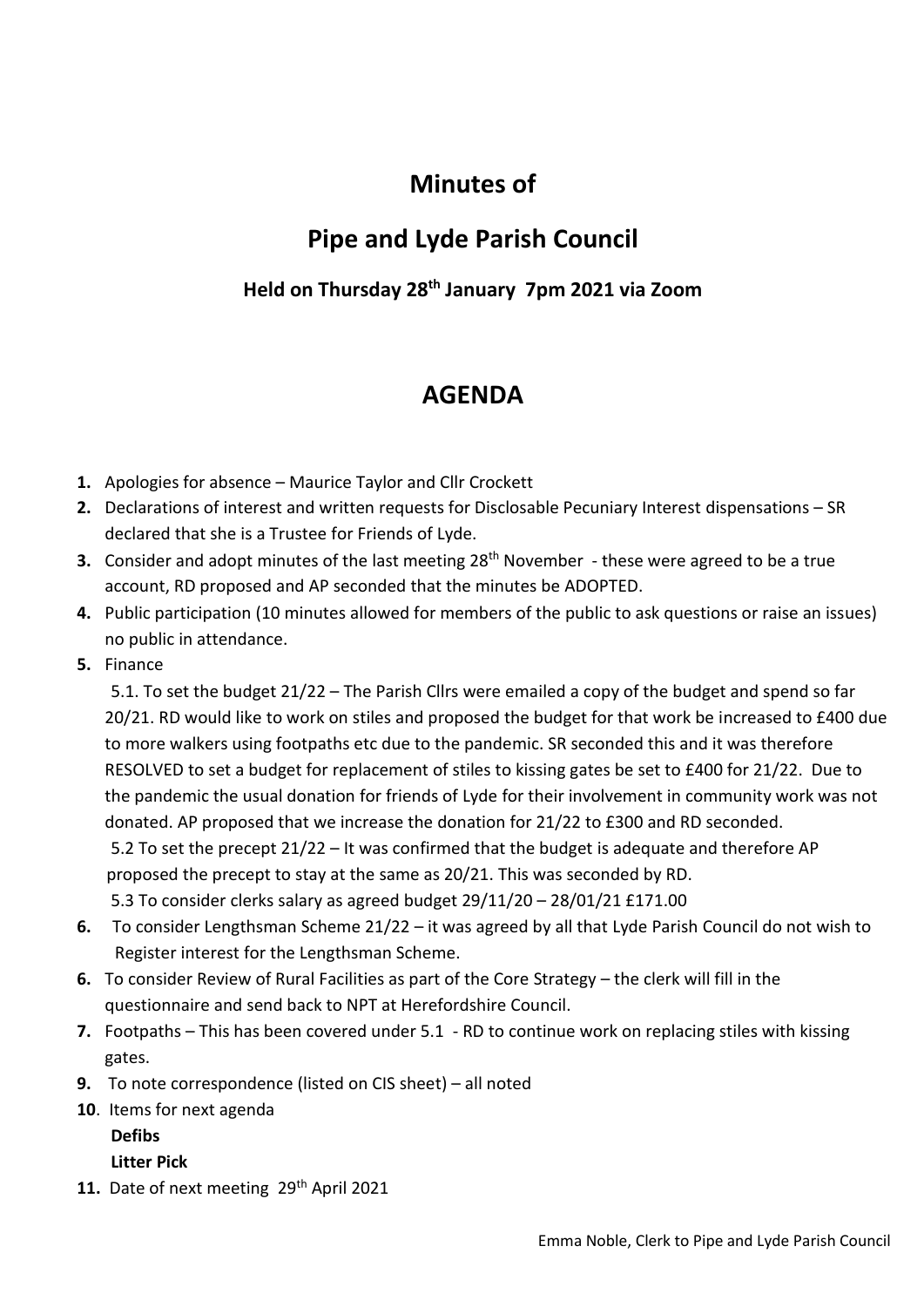# Minutes of

# Pipe and Lyde Parish Council

### Held on Thursday 28th January 7pm 2021 via Zoom

## AGENDA

1. Apologies for absence – Maurice Taylor and Cllr Crockett
2. Declarations of interest and written requests for Disclosable Pecuniary Interest dispensations – SR declared that she is a Trustee for Friends of Lyde.
3. Consider and adopt minutes of the last meeting 28th November - these were agreed to be a true account, RD proposed and AP seconded that the minutes be ADOPTED.
4. Public participation (10 minutes allowed for members of the public to ask questions or raise an issues) no public in attendance.
5. Finance

   5.1. To set the budget 21/22 – The Parish Cllrs were emailed a copy of the budget and spend so far 20/21. RD would like to work on stiles and proposed the budget for that work be increased to £400 due to more walkers using footpaths etc due to the pandemic. SR seconded this and it was therefore RESOLVED to set a budget for replacement of stiles to kissing gates be set to £400 for 21/22. Due to the pandemic the usual donation for friends of Lyde for their involvement in community work was not donated. AP proposed that we increase the donation for 21/22 to £300 and RD seconded.

   5.2 To set the precept 21/22 – It was confirmed that the budget is adequate and therefore AP proposed the precept to stay at the same as 20/21. This was seconded by RD.

   5.3 To consider clerks salary as agreed budget 29/11/20 – 28/01/21 £171.00

6. To consider Lengthsman Scheme 21/22 – it was agreed by all that Lyde Parish Council do not wish to Register interest for the Lengthsman Scheme.

6. To consider Review of Rural Facilities as part of the Core Strategy – the clerk will fill in the questionnaire and send back to NPT at Herefordshire Council.

7. Footpaths – This has been covered under 5.1 - RD to continue work on replacing stiles with kissing gates.

9. To note correspondence (listed on CIS sheet) – all noted

10. Items for next agenda

    **Defibs**

    **Litter Pick**

11. Date of next meeting 29th April 2021

Emma Noble, Clerk to Pipe and Lyde Parish Council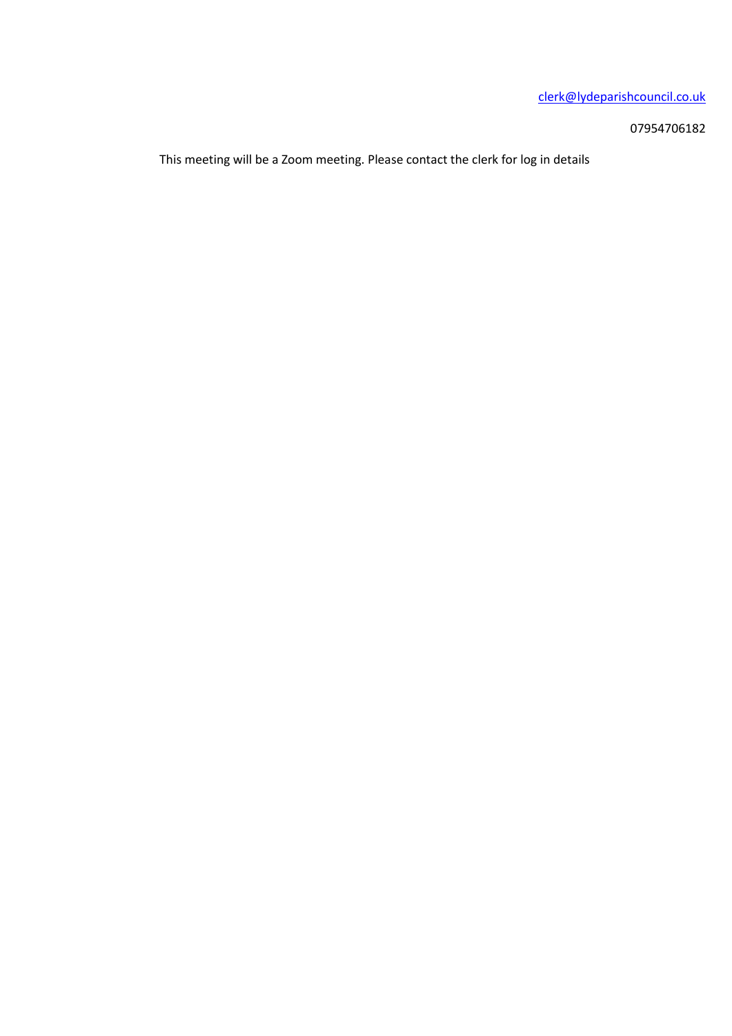clerk@lydeparishcouncil.co.uk

07954706182

This meeting will be a Zoom meeting. Please contact the clerk for log in details